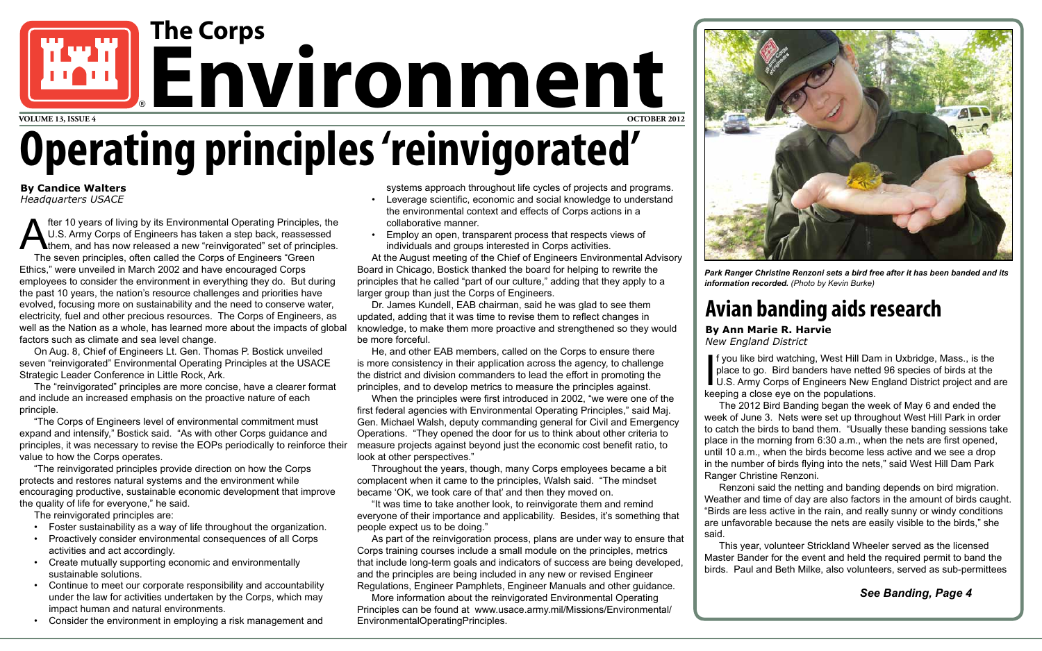# The Corps Environment

VOLUME 13, ISSUE 4 — OCTOBER 2012

# Operating principles 'reinvigorated'

**By Candice Walters**
*Headquarters USACE*

After 10 years of living by its Environmental Operating Principles, the U.S. Army Corps of Engineers has taken a step back, reassessed them, and has now released a new "reinvigorated" set of principles.

The seven principles, often called the Corps of Engineers "Green Ethics," were unveiled in March 2002 and have encouraged Corps employees to consider the environment in everything they do. But during the past 10 years, the nation's resource challenges and priorities have evolved, focusing more on sustainability and the need to conserve water, electricity, fuel and other precious resources. The Corps of Engineers, as well as the Nation as a whole, has learned more about the impacts of global factors such as climate and sea level change.

On Aug. 8, Chief of Engineers Lt. Gen. Thomas P. Bostick unveiled seven "reinvigorated" Environmental Operating Principles at the USACE Strategic Leader Conference in Little Rock, Ark.

The "reinvigorated" principles are more concise, have a clearer format and include an increased emphasis on the proactive nature of each principle.

"The Corps of Engineers level of environmental commitment must expand and intensify," Bostick said. "As with other Corps guidance and principles, it was necessary to revise the EOPs periodically to reinforce their value to how the Corps operates.

"The reinvigorated principles provide direction on how the Corps protects and restores natural systems and the environment while encouraging productive, sustainable economic development that improve the quality of life for everyone," he said.

The reinvigorated principles are:

- Foster sustainability as a way of life throughout the organization.
- Proactively consider environmental consequences of all Corps activities and act accordingly.
- Create mutually supporting economic and environmentally sustainable solutions.
- Continue to meet our corporate responsibility and accountability under the law for activities undertaken by the Corps, which may impact human and natural environments.
- Consider the environment in employing a risk management and systems approach throughout life cycles of projects and programs.
- Leverage scientific, economic and social knowledge to understand the environmental context and effects of Corps actions in a collaborative manner.
- Employ an open, transparent process that respects views of individuals and groups interested in Corps activities.

At the August meeting of the Chief of Engineers Environmental Advisory Board in Chicago, Bostick thanked the board for helping to rewrite the principles that he called "part of our culture," adding that they apply to a larger group than just the Corps of Engineers.

Dr. James Kundell, EAB chairman, said he was glad to see them updated, adding that it was time to revise them to reflect changes in knowledge, to make them more proactive and strengthened so they would be more forceful.

He, and other EAB members, called on the Corps to ensure there is more consistency in their application across the agency, to challenge the district and division commanders to lead the effort in promoting the principles, and to develop metrics to measure the principles against.

When the principles were first introduced in 2002, "we were one of the first federal agencies with Environmental Operating Principles," said Maj. Gen. Michael Walsh, deputy commanding general for Civil and Emergency Operations. "They opened the door for us to think about other criteria to measure projects against beyond just the economic cost benefit ratio, to look at other perspectives."

Throughout the years, though, many Corps employees became a bit complacent when it came to the principles, Walsh said. "The mindset became 'OK, we took care of that' and then they moved on.

"It was time to take another look, to reinvigorate them and remind everyone of their importance and applicability. Besides, it's something that people expect us to be doing."

As part of the reinvigoration process, plans are under way to ensure that Corps training courses include a small module on the principles, metrics that include long-term goals and indicators of success are being developed, and the principles are being included in any new or revised Engineer Regulations, Engineer Pamphlets, Engineer Manuals and other guidance.

More information about the reinvigorated Environmental Operating Principles can be found at www.usace.army.mil/Missions/Environmental/EnvironmentalOperatingPrinciples.

*Park Ranger Christine Renzoni sets a bird free after it has been banded and its information recorded. (Photo by Kevin Burke)*

# Avian banding aids research

**By Ann Marie R. Harvie**
*New England District*

If you like bird watching, West Hill Dam in Uxbridge, Mass., is the place to go. Bird banders have netted 96 species of birds at the U.S. Army Corps of Engineers New England District project and are keeping a close eye on the populations.

The 2012 Bird Banding began the week of May 6 and ended the week of June 3. Nets were set up throughout West Hill Park in order to catch the birds to band them. "Usually these banding sessions take place in the morning from 6:30 a.m., when the nets are first opened, until 10 a.m., when the birds become less active and we see a drop in the number of birds flying into the nets," said West Hill Dam Park Ranger Christine Renzoni.

Renzoni said the netting and banding depends on bird migration. Weather and time of day are also factors in the amount of birds caught. "Birds are less active in the rain, and really sunny or windy conditions are unfavorable because the nets are easily visible to the birds," she said.

This year, volunteer Strickland Wheeler served as the licensed Master Bander for the event and held the required permit to band the birds. Paul and Beth Milke, also volunteers, served as sub-permittees

***See Banding, Page 4***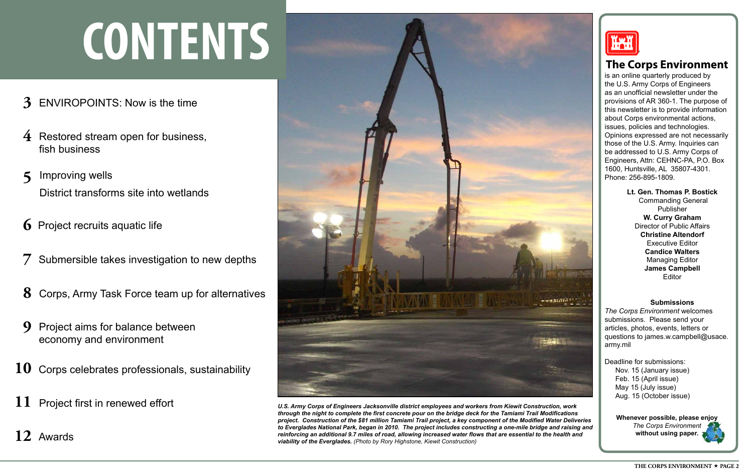# CONTENTS

**3** ENVIROPOINTS: Now is the time

**4** Restored stream open for business, fish business

**5** Improving wells

District transforms site into wetlands

**6** Project recruits aquatic life

**7** Submersible takes investigation to new depths

**8** Corps, Army Task Force team up for alternatives

**9** Project aims for balance between economy and environment

**10** Corps celebrates professionals, sustainability

**11** Project first in renewed effort

**12** Awards

***U.S. Army Corps of Engineers Jacksonville district employees and workers from Kiewit Construction, work through the night to complete the first concrete pour on the bridge deck for the Tamiami Trail Modifications project. Construction of the $81 million Tamiami Trail project, a key component of the Modified Water Deliveries to Everglades National Park, began in 2010. The project includes constructing a one-mile bridge and raising and reinforcing an additional 9.7 miles of road, allowing increased water flows that are essential to the health and viability of the Everglades.*** *(Photo by Rory Highstone, Kiewit Construction)*

## The Corps Environment

is an online quarterly produced by the U.S. Army Corps of Engineers as an unofficial newsletter under the provisions of AR 360-1. The purpose of this newsletter is to provide information about Corps environmental actions, issues, policies and technologies. Opinions expressed are not necessarily those of the U.S. Army. Inquiries can be addressed to U.S. Army Corps of Engineers, Attn: CEHNC-PA, P.O. Box 1600, Huntsville, AL 35807-4301. Phone: 256-895-1809.

**Lt. Gen. Thomas P. Bostick**
Commanding General
Publisher

**W. Curry Graham**
Director of Public Affairs

**Christine Altendorf**
Executive Editor

**Candice Walters**
Managing Editor

**James Campbell**
Editor

**Submissions**

*The Corps Environment* welcomes submissions. Please send your articles, photos, events, letters or questions to james.w.campbell@usace.army.mil

Deadline for submissions:
- Nov. 15 (January issue)
- Feb. 15 (April issue)
- May 15 (July issue)
- Aug. 15 (October issue)

**Whenever possible, please enjoy** *The Corps Environment* **without using paper.**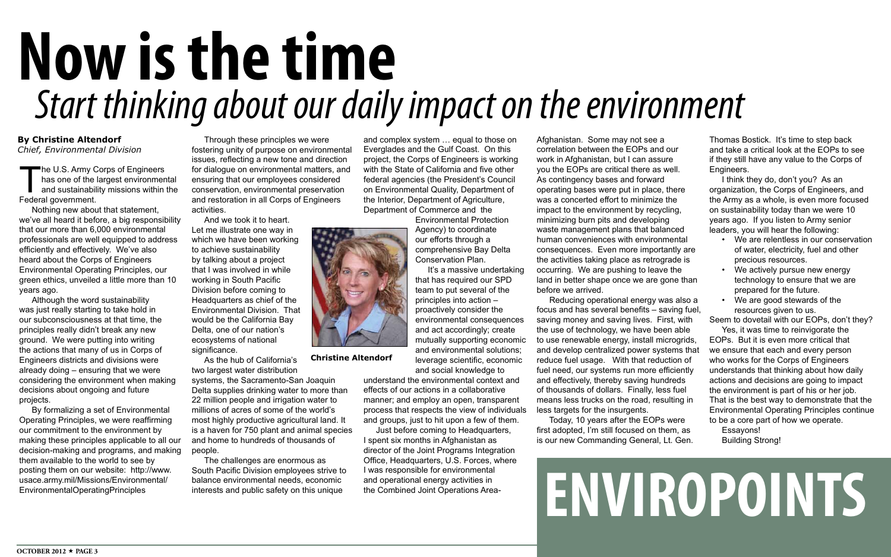# Now is the time

## *Start thinking about our daily impact on the environment*

**By Christine Altendorf**
*Chief, Environmental Division*

The U.S. Army Corps of Engineers has one of the largest environmental and sustainability missions within the Federal government.

Nothing new about that statement, we've all heard it before, a big responsibility that our more than 6,000 environmental professionals are well equipped to address efficiently and effectively. We've also heard about the Corps of Engineers Environmental Operating Principles, our green ethics, unveiled a little more than 10 years ago.

Although the word sustainability was just really starting to take hold in our subconsciousness at that time, the principles really didn't break any new ground. We were putting into writing the actions that many of us in Corps of Engineers districts and divisions were already doing – ensuring that we were considering the environment when making decisions about ongoing and future projects.

By formalizing a set of Environmental Operating Principles, we were reaffirming our commitment to the environment by making these principles applicable to all our decision-making and programs, and making them available to the world to see by posting them on our website: http://www.usace.army.mil/Missions/Environmental/EnvironmentalOperatingPrinciples

Through these principles we were fostering unity of purpose on environmental issues, reflecting a new tone and direction for dialogue on environmental matters, and ensuring that our employees considered conservation, environmental preservation and restoration in all Corps of Engineers activities.

And we took it to heart. Let me illustrate one way in which we have been working to achieve sustainability by talking about a project that I was involved in while working in South Pacific Division before coming to Headquarters as chief of the Environmental Division. That would be the California Bay Delta, one of our nation's ecosystems of national significance.

As the hub of California's two largest water distribution systems, the Sacramento-San Joaquin Delta supplies drinking water to more than 22 million people and irrigation water to millions of acres of some of the world's most highly productive agricultural land. It is a haven for 750 plant and animal species and home to hundreds of thousands of people.

The challenges are enormous as South Pacific Division employees strive to balance environmental needs, economic interests and public safety on this unique and complex system … equal to those on Everglades and the Gulf Coast. On this project, the Corps of Engineers is working with the State of California and five other federal agencies (the President's Council on Environmental Quality, Department of the Interior, Department of Agriculture, Department of Commerce and the Environmental Protection Agency) to coordinate our efforts through a comprehensive Bay Delta Conservation Plan.

**Christine Altendorf**

It's a massive undertaking that has required our SPD team to put several of the principles into action – proactively consider the environmental consequences and act accordingly; create mutually supporting economic and environmental solutions; leverage scientific, economic and social knowledge to understand the environmental context and effects of our actions in a collaborative manner; and employ an open, transparent process that respects the view of individuals and groups, just to hit upon a few of them.

Just before coming to Headquarters, I spent six months in Afghanistan as director of the Joint Programs Integration Office, Headquarters, U.S. Forces, where I was responsible for environmental and operational energy activities in the Combined Joint Operations Area-Afghanistan. Some may not see a correlation between the EOPs and our work in Afghanistan, but I can assure you the EOPs are critical there as well. As contingency bases and forward operating bases were put in place, there was a concerted effort to minimize the impact to the environment by recycling, minimizing burn pits and developing waste management plans that balanced human conveniences with environmental consequences. Even more importantly are the activities taking place as retrograde is occurring. We are pushing to leave the land in better shape once we are gone than before we arrived.

Reducing operational energy was also a focus and has several benefits – saving fuel, saving money and saving lives. First, with the use of technology, we have been able to use renewable energy, install microgrids, and develop centralized power systems that reduce fuel usage. With that reduction of fuel need, our systems run more efficiently and effectively, thereby saving hundreds of thousands of dollars. Finally, less fuel means less trucks on the road, resulting in less targets for the insurgents.

Today, 10 years after the EOPs were first adopted, I'm still focused on them, as is our new Commanding General, Lt. Gen. Thomas Bostick. It's time to step back and take a critical look at the EOPs to see if they still have any value to the Corps of Engineers.

I think they do, don't you? As an organization, the Corps of Engineers, and the Army as a whole, is even more focused on sustainability today than we were 10 years ago. If you listen to Army senior leaders, you will hear the following:

- We are relentless in our conservation of water, electricity, fuel and other precious resources.
- We actively pursue new energy technology to ensure that we are prepared for the future.
- We are good stewards of the resources given to us.

Seem to dovetail with our EOPs, don't they?

Yes, it was time to reinvigorate the EOPs. But it is even more critical that we ensure that each and every person who works for the Corps of Engineers understands that thinking about how daily actions and decisions are going to impact the environment is part of his or her job. That is the best way to demonstrate that the Environmental Operating Principles continue to be a core part of how we operate.

Essayons!
Building Strong!

# ENVIROPOINTS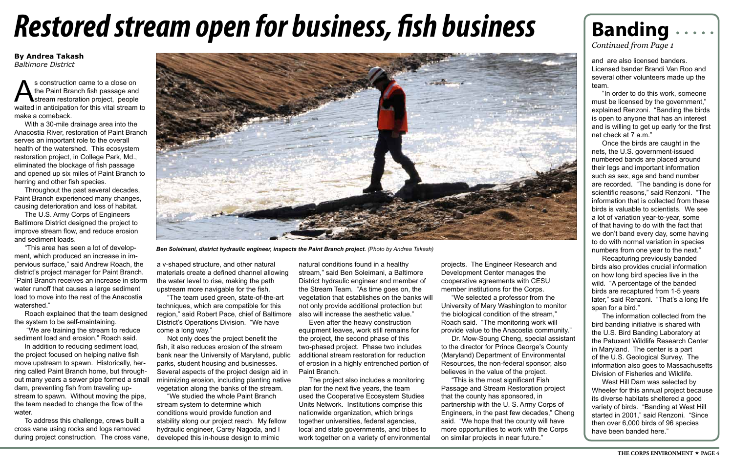// Restored stream open for business, fish business

**By Andrea Takash**
*Baltimore District*

As construction came to a close on the Paint Branch fish passage and stream restoration project, people waited in anticipation for this vital stream to make a comeback.

With a 30-mile drainage area into the Anacostia River, restoration of Paint Branch serves an important role to the overall health of the watershed. This ecosystem restoration project, in College Park, Md., eliminated the blockage of fish passage and opened up six miles of Paint Branch to herring and other fish species.

Throughout the past several decades, Paint Branch experienced many changes, causing deterioration and loss of habitat.

The U.S. Army Corps of Engineers Baltimore District designed the project to improve stream flow, and reduce erosion and sediment loads.

"This area has seen a lot of development, which produced an increase in impervious surface," said Andrew Roach, the district's project manager for Paint Branch. "Paint Branch receives an increase in storm water runoff that causes a large sediment load to move into the rest of the Anacostia watershed."

Roach explained that the team designed the system to be self-maintaining.

"We are training the stream to reduce sediment load and erosion," Roach said.

In addition to reducing sediment load, the project focused on helping native fish move upstream to spawn. Historically, herring called Paint Branch home, but throughout many years a sewer pipe formed a small dam, preventing fish from traveling upstream to spawn. Without moving the pipe, the team needed to change the flow of the water.

To address this challenge, crews built a cross vane using rocks and logs removed during project construction. The cross vane, a v-shaped structure, and other natural materials create a defined channel allowing the water level to rise, making the path upstream more navigable for the fish.

"The team used green, state-of-the-art techniques, which are compatible for this region," said Robert Pace, chief of Baltimore District's Operations Division. "We have come a long way."

Not only does the project benefit the fish, it also reduces erosion of the stream bank near the University of Maryland, public parks, student housing and businesses. Several aspects of the project design aid in minimizing erosion, including planting native vegetation along the banks of the stream.

"We studied the whole Paint Branch stream system to determine which conditions would provide function and stability along our project reach. My fellow hydraulic engineer, Carey Nagoda, and I developed this in-house design to mimic natural conditions found in a healthy stream," said Ben Soleimani, a Baltimore District hydraulic engineer and member of the Stream Team. "As time goes on, the vegetation that establishes on the banks will not only provide additional protection but also will increase the aesthetic value."

*Ben Soleimani, district hydraulic engineer, inspects the Paint Branch project. (Photo by Andrea Takash)*

Even after the heavy construction equipment leaves, work still remains for the project, the second phase of this two-phased project. Phase two includes additional stream restoration for reduction of erosion in a highly entrenched portion of Paint Branch.

The project also includes a monitoring plan for the next five years, the team used the Cooperative Ecosystem Studies Units Network. Institutions comprise this nationwide organization, which brings together universities, federal agencies, local and state governments, and tribes to work together on a variety of environmental projects. The Engineer Research and Development Center manages the cooperative agreements with CESU member institutions for the Corps.

"We selected a professor from the University of Mary Washington to monitor the biological condition of the stream," Roach said. "The monitoring work will provide value to the Anacostia community."

Dr. Mow-Soung Cheng, special assistant to the director for Prince George's County (Maryland) Department of Environmental Resources, the non-federal sponsor, also believes in the value of the project.

"This is the most significant Fish Passage and Stream Restoration project that the county has sponsored, in partnership with the U. S. Army Corps of Engineers, in the past few decades," Cheng said. "We hope that the county will have more opportunities to work with the Corps on similar projects in near future."

## Banding

*Continued from Page 1*

and are also licensed banders. Licensed bander Brandi Van Roo and several other volunteers made up the team.

"In order to do this work, someone must be licensed by the government," explained Renzoni. "Banding the birds is open to anyone that has an interest and is willing to get up early for the first net check at 7 a.m."

Once the birds are caught in the nets, the U.S. government-issued numbered bands are placed around their legs and important information such as sex, age and band number are recorded. "The banding is done for scientific reasons," said Renzoni. "The information that is collected from these birds is valuable to scientists. We see a lot of variation year-to-year, some of that having to do with the fact that we don't band every day, some having to do with normal variation in species numbers from one year to the next."

Recapturing previously banded birds also provides crucial information on how long bird species live in the wild. "A percentage of the banded birds are recaptured from 1-5 years later," said Renzoni. "That's a long life span for a bird."

The information collected from the bird banding initiative is shared with the U.S. Bird Banding Laboratory at the Patuxent Wildlife Research Center in Maryland. The center is a part of the U.S. Geological Survey. The information also goes to Massachusetts Division of Fisheries and Wildlife.

West Hill Dam was selected by Wheeler for this annual project because its diverse habitats sheltered a good variety of birds. "Banding at West Hill started in 2001," said Renzoni. "Since then over 6,000 birds of 96 species have been banded here."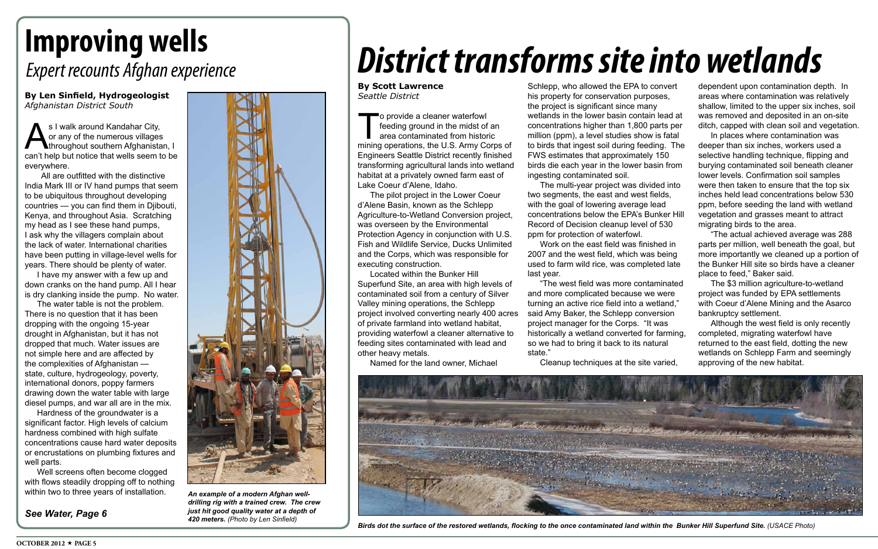# Improving wells

## *Expert recounts Afghan experience*

**By Len Sinfield, Hydrogeologist**
*Afghanistan District South*

As I walk around Kandahar City, or any of the numerous villages throughout southern Afghanistan, I can't help but notice that wells seem to be everywhere.

All are outfitted with the distinctive India Mark III or IV hand pumps that seem to be ubiquitous throughout developing countries — you can find them in Djibouti, Kenya, and throughout Asia. Scratching my head as I see these hand pumps, I ask why the villagers complain about the lack of water. International charities have been putting in village-level wells for years. There should be plenty of water.

I have my answer with a few up and down cranks on the hand pump. All I hear is dry clanking inside the pump. No water.

The water table is not the problem. There is no question that it has been dropping with the ongoing 15-year drought in Afghanistan, but it has not dropped that much. Water issues are not simple here and are affected by the complexities of Afghanistan — state, culture, hydrogeology, poverty, international donors, poppy farmers drawing down the water table with large diesel pumps, and war all are in the mix.

Hardness of the groundwater is a significant factor. High levels of calcium hardness combined with high sulfate concentrations cause hard water deposits or encrustations on plumbing fixtures and well parts.

Well screens often become clogged with flows steadily dropping off to nothing within two to three years of installation.

*See Water, Page 6*

***An example of a modern Afghan well-drilling rig with a trained crew. The crew just hit good quality water at a depth of 420 meters.*** *(Photo by Len Sinfield)*

# *District transforms site into wetlands*

**By Scott Lawrence**
*Seattle District*

To provide a cleaner waterfowl feeding ground in the midst of an area contaminated from historic mining operations, the U.S. Army Corps of Engineers Seattle District recently finished transforming agricultural lands into wetland habitat at a privately owned farm east of Lake Coeur d'Alene, Idaho.

The pilot project in the Lower Coeur d'Alene Basin, known as the Schlepp Agriculture-to-Wetland Conversion project, was overseen by the Environmental Protection Agency in conjunction with U.S. Fish and Wildlife Service, Ducks Unlimited and the Corps, which was responsible for executing construction.

Located within the Bunker Hill Superfund Site, an area with high levels of contaminated soil from a century of Silver Valley mining operations, the Schlepp project involved converting nearly 400 acres of private farmland into wetland habitat, providing waterfowl a cleaner alternative to feeding sites contaminated with lead and other heavy metals.

Named for the land owner, Michael Schlepp, who allowed the EPA to convert his property for conservation purposes, the project is significant since many wetlands in the lower basin contain lead at concentrations higher than 1,800 parts per million (ppm), a level studies show is fatal to birds that ingest soil during feeding. The FWS estimates that approximately 150 birds die each year in the lower basin from ingesting contaminated soil.

The multi-year project was divided into two segments, the east and west fields, with the goal of lowering average lead concentrations below the EPA's Bunker Hill Record of Decision cleanup level of 530 ppm for protection of waterfowl.

Work on the east field was finished in 2007 and the west field, which was being used to farm wild rice, was completed late last year.

"The west field was more contaminated and more complicated because we were turning an active rice field into a wetland," said Amy Baker, the Schlepp conversion project manager for the Corps. "It was historically a wetland converted for farming, so we had to bring it back to its natural state."

Cleanup techniques at the site varied, dependent upon contamination depth. In areas where contamination was relatively shallow, limited to the upper six inches, soil was removed and deposited in an on-site ditch, capped with clean soil and vegetation.

In places where contamination was deeper than six inches, workers used a selective handling technique, flipping and burying contaminated soil beneath cleaner lower levels. Confirmation soil samples were then taken to ensure that the top six inches held lead concentrations below 530 ppm, before seeding the land with wetland vegetation and grasses meant to attract migrating birds to the area.

"The actual achieved average was 288 parts per million, well beneath the goal, but more importantly we cleaned up a portion of the Bunker Hill site so birds have a cleaner place to feed," Baker said.

The $3 million agriculture-to-wetland project was funded by EPA settlements with Coeur d'Alene Mining and the Asarco bankruptcy settlement.

Although the west field is only recently completed, migrating waterfowl have returned to the east field, dotting the new wetlands on Schlepp Farm and seemingly approving of the new habitat.

***Birds dot the surface of the restored wetlands, flocking to the once contaminated land within the Bunker Hill Superfund Site.*** *(USACE Photo)*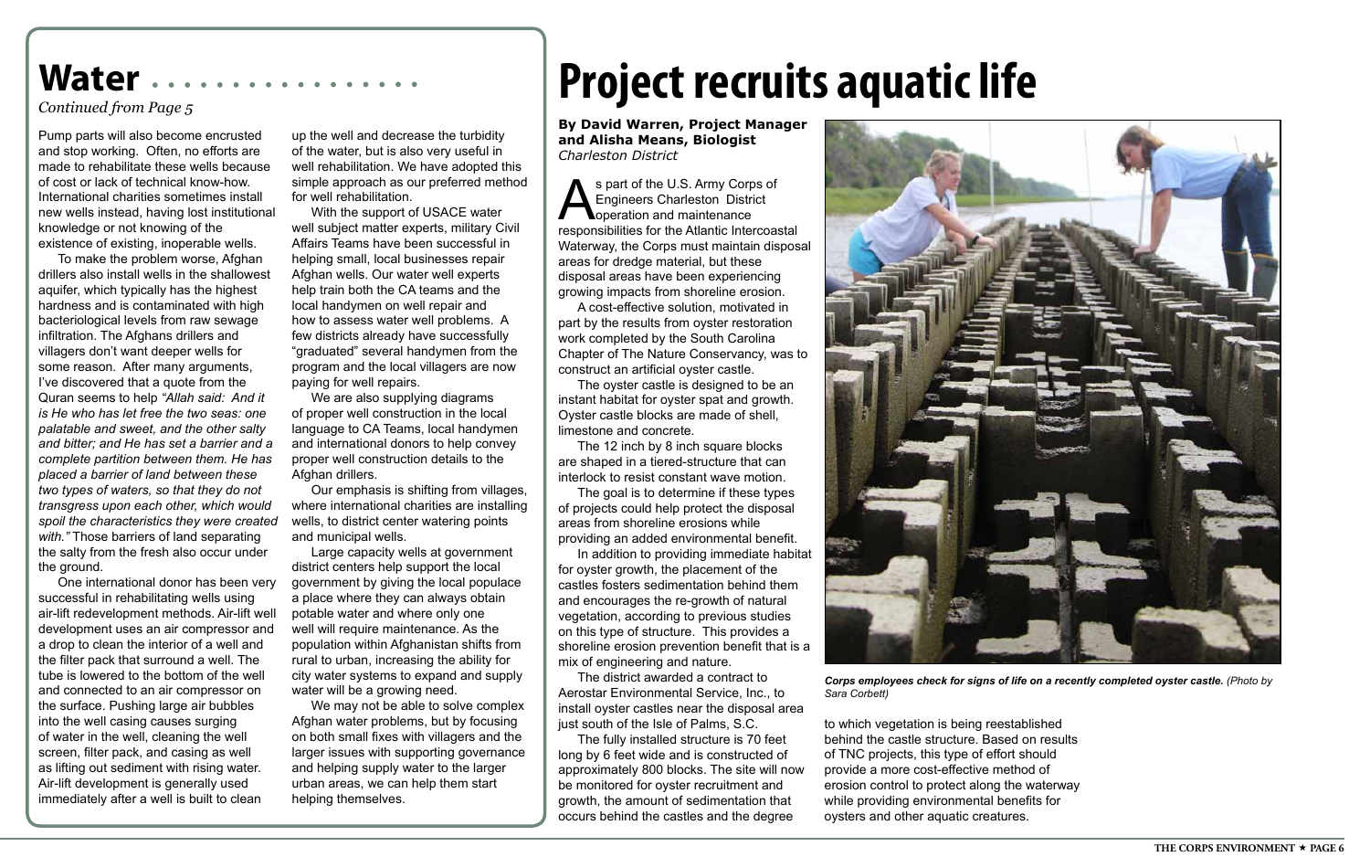# Water

*Continued from Page 5*

Pump parts will also become encrusted and stop working. Often, no efforts are made to rehabilitate these wells because of cost or lack of technical know-how. International charities sometimes install new wells instead, having lost institutional knowledge or not knowing of the existence of existing, inoperable wells.

To make the problem worse, Afghan drillers also install wells in the shallowest aquifer, which typically has the highest hardness and is contaminated with high bacteriological levels from raw sewage infiltration. The Afghans drillers and villagers don't want deeper wells for some reason. After many arguments, I've discovered that a quote from the Quran seems to help *"Allah said: And it is He who has let free the two seas: one palatable and sweet, and the other salty and bitter; and He has set a barrier and a complete partition between them. He has placed a barrier of land between these two types of waters, so that they do not transgress upon each other, which would spoil the characteristics they were created with."* Those barriers of land separating the salty from the fresh also occur under the ground.

One international donor has been very successful in rehabilitating wells using air-lift redevelopment methods. Air-lift well development uses an air compressor and a drop to clean the interior of a well and the filter pack that surround a well. The tube is lowered to the bottom of the well and connected to an air compressor on the surface. Pushing large air bubbles into the well casing causes surging of water in the well, cleaning the well screen, filter pack, and casing as well as lifting out sediment with rising water. Air-lift development is generally used immediately after a well is built to clean up the well and decrease the turbidity of the water, but is also very useful in well rehabilitation. We have adopted this simple approach as our preferred method for well rehabilitation.

With the support of USACE water well subject matter experts, military Civil Affairs Teams have been successful in helping small, local businesses repair Afghan wells. Our water well experts help train both the CA teams and the local handymen on well repair and how to assess water well problems. A few districts already have successfully "graduated" several handymen from the program and the local villagers are now paying for well repairs.

We are also supplying diagrams of proper well construction in the local language to CA Teams, local handymen and international donors to help convey proper well construction details to the Afghan drillers.

Our emphasis is shifting from villages, where international charities are installing wells, to district center watering points and municipal wells.

Large capacity wells at government district centers help support the local government by giving the local populace a place where they can always obtain potable water and where only one well will require maintenance. As the population within Afghanistan shifts from rural to urban, increasing the ability for city water systems to expand and supply water will be a growing need.

We may not be able to solve complex Afghan water problems, but by focusing on both small fixes with villagers and the larger issues with supporting governance and helping supply water to the larger urban areas, we can help them start helping themselves.

# Project recruits aquatic life

**By David Warren, Project Manager and Alisha Means, Biologist**
*Charleston District*

As part of the U.S. Army Corps of Engineers Charleston District operation and maintenance responsibilities for the Atlantic Intercoastal Waterway, the Corps must maintain disposal areas for dredge material, but these disposal areas have been experiencing growing impacts from shoreline erosion.

A cost-effective solution, motivated in part by the results from oyster restoration work completed by the South Carolina Chapter of The Nature Conservancy, was to construct an artificial oyster castle.

The oyster castle is designed to be an instant habitat for oyster spat and growth. Oyster castle blocks are made of shell, limestone and concrete.

The 12 inch by 8 inch square blocks are shaped in a tiered-structure that can interlock to resist constant wave motion.

The goal is to determine if these types of projects could help protect the disposal areas from shoreline erosions while providing an added environmental benefit.

In addition to providing immediate habitat for oyster growth, the placement of the castles fosters sedimentation behind them and encourages the re-growth of natural vegetation, according to previous studies on this type of structure. This provides a shoreline erosion prevention benefit that is a mix of engineering and nature.

The district awarded a contract to Aerostar Environmental Service, Inc., to install oyster castles near the disposal area just south of the Isle of Palms, S.C.

The fully installed structure is 70 feet long by 6 feet wide and is constructed of approximately 800 blocks. The site will now be monitored for oyster recruitment and growth, the amount of sedimentation that occurs behind the castles and the degree to which vegetation is being reestablished behind the castle structure. Based on results of TNC projects, this type of effort should provide a more cost-effective method of erosion control to protect along the waterway while providing environmental benefits for oysters and other aquatic creatures.

***Corps employees check for signs of life on a recently completed oyster castle.*** *(Photo by Sara Corbett)*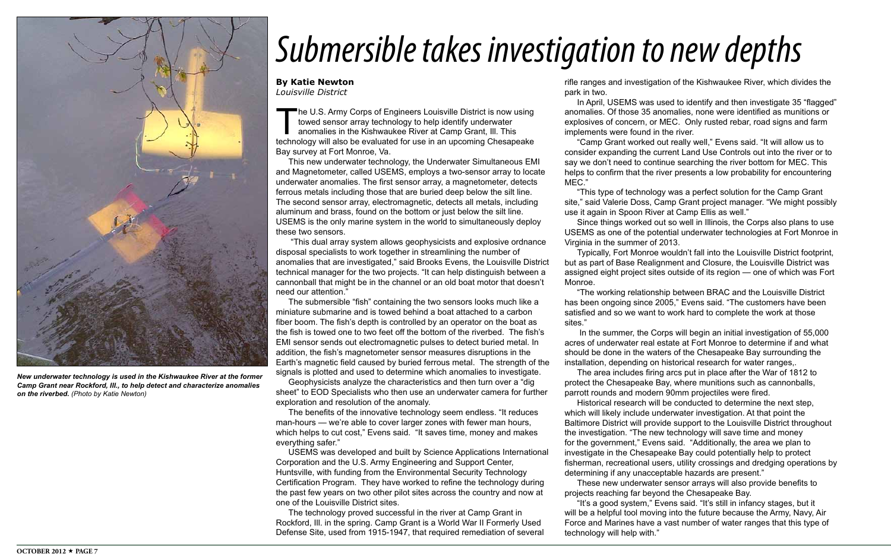# Submersible takes investigation to new depths

**By Katie Newton**
*Louisville District*

The U.S. Army Corps of Engineers Louisville District is now using towed sensor array technology to help identify underwater anomalies in the Kishwaukee River at Camp Grant, Ill. This technology will also be evaluated for use in an upcoming Chesapeake Bay survey at Fort Monroe, Va.

This new underwater technology, the Underwater Simultaneous EMI and Magnetometer, called USEMS, employs a two-sensor array to locate underwater anomalies. The first sensor array, a magnetometer, detects ferrous metals including those that are buried deep below the silt line. The second sensor array, electromagnetic, detects all metals, including aluminum and brass, found on the bottom or just below the silt line. USEMS is the only marine system in the world to simultaneously deploy these two sensors.

"This dual array system allows geophysicists and explosive ordnance disposal specialists to work together in streamlining the number of anomalies that are investigated," said Brooks Evens, the Louisville District technical manager for the two projects. "It can help distinguish between a cannonball that might be in the channel or an old boat motor that doesn't need our attention."

The submersible "fish" containing the two sensors looks much like a miniature submarine and is towed behind a boat attached to a carbon fiber boom. The fish's depth is controlled by an operator on the boat as the fish is towed one to two feet off the bottom of the riverbed. The fish's EMI sensor sends out electromagnetic pulses to detect buried metal. In addition, the fish's magnetometer sensor measures disruptions in the Earth's magnetic field caused by buried ferrous metal. The strength of the signals is plotted and used to determine which anomalies to investigate.

Geophysicists analyze the characteristics and then turn over a "dig sheet" to EOD Specialists who then use an underwater camera for further exploration and resolution of the anomaly.

The benefits of the innovative technology seem endless. "It reduces man-hours — we're able to cover larger zones with fewer man hours, which helps to cut cost," Evens said. "It saves time, money and makes everything safer."

USEMS was developed and built by Science Applications International Corporation and the U.S. Army Engineering and Support Center, Huntsville, with funding from the Environmental Security Technology Certification Program. They have worked to refine the technology during the past few years on two other pilot sites across the country and now at one of the Louisville District sites.

The technology proved successful in the river at Camp Grant in Rockford, Ill. in the spring. Camp Grant is a World War II Formerly Used Defense Site, used from 1915-1947, that required remediation of several rifle ranges and investigation of the Kishwaukee River, which divides the park in two.

In April, USEMS was used to identify and then investigate 35 "flagged" anomalies. Of those 35 anomalies, none were identified as munitions or explosives of concern, or MEC. Only rusted rebar, road signs and farm implements were found in the river.

"Camp Grant worked out really well," Evens said. "It will allow us to consider expanding the current Land Use Controls out into the river or to say we don't need to continue searching the river bottom for MEC. This helps to confirm that the river presents a low probability for encountering MEC."

"This type of technology was a perfect solution for the Camp Grant site," said Valerie Doss, Camp Grant project manager. "We might possibly use it again in Spoon River at Camp Ellis as well."

Since things worked out so well in Illinois, the Corps also plans to use USEMS as one of the potential underwater technologies at Fort Monroe in Virginia in the summer of 2013.

Typically, Fort Monroe wouldn't fall into the Louisville District footprint, but as part of Base Realignment and Closure, the Louisville District was assigned eight project sites outside of its region — one of which was Fort Monroe.

"The working relationship between BRAC and the Louisville District has been ongoing since 2005," Evens said. "The customers have been satisfied and so we want to work hard to complete the work at those sites."

In the summer, the Corps will begin an initial investigation of 55,000 acres of underwater real estate at Fort Monroe to determine if and what should be done in the waters of the Chesapeake Bay surrounding the installation, depending on historical research for water ranges,.

The area includes firing arcs put in place after the War of 1812 to protect the Chesapeake Bay, where munitions such as cannonballs, parrott rounds and modern 90mm projectiles were fired.

Historical research will be conducted to determine the next step, which will likely include underwater investigation. At that point the Baltimore District will provide support to the Louisville District throughout the investigation. "The new technology will save time and money for the government," Evens said. "Additionally, the area we plan to investigate in the Chesapeake Bay could potentially help to protect fisherman, recreational users, utility crossings and dredging operations by determining if any unacceptable hazards are present."

These new underwater sensor arrays will also provide benefits to projects reaching far beyond the Chesapeake Bay.

"It's a good system," Evens said. "It's still in infancy stages, but it will be a helpful tool moving into the future because the Army, Navy, Air Force and Marines have a vast number of water ranges that this type of technology will help with."

***New underwater technology is used in the Kishwaukee River at the former Camp Grant near Rockford, Ill., to help detect and characterize anomalies on the riverbed.*** *(Photo by Katie Newton)*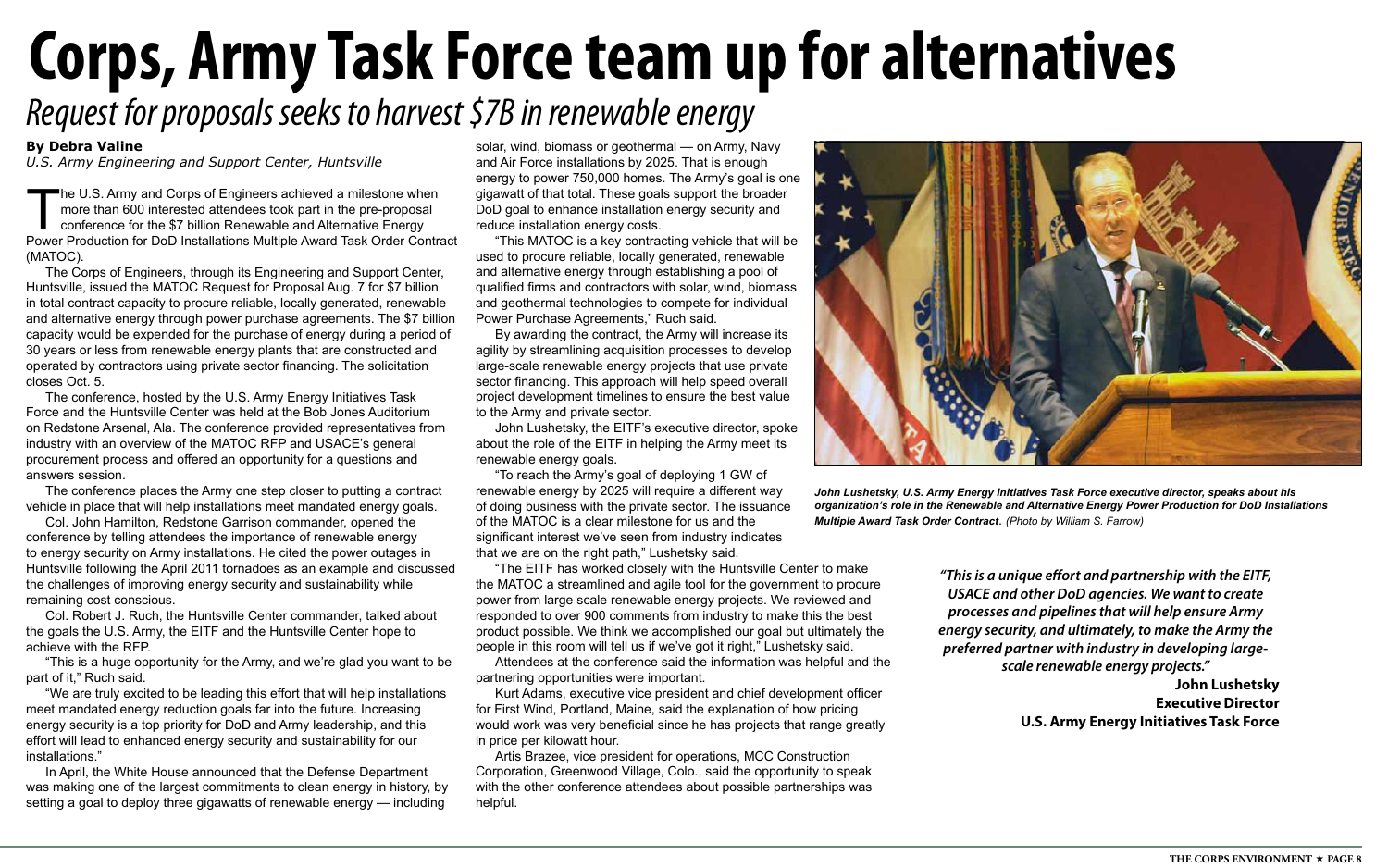# Corps, Army Task Force team up for alternatives

## *Request for proposals seeks to harvest $7B in renewable energy*

**By Debra Valine**
*U.S. Army Engineering and Support Center, Huntsville*

The U.S. Army and Corps of Engineers achieved a milestone when more than 600 interested attendees took part in the pre-proposal conference for the $7 billion Renewable and Alternative Energy Power Production for DoD Installations Multiple Award Task Order Contract (MATOC).

The Corps of Engineers, through its Engineering and Support Center, Huntsville, issued the MATOC Request for Proposal Aug. 7 for $7 billion in total contract capacity to procure reliable, locally generated, renewable and alternative energy through power purchase agreements. The $7 billion capacity would be expended for the purchase of energy during a period of 30 years or less from renewable energy plants that are constructed and operated by contractors using private sector financing. The solicitation closes Oct. 5.

The conference, hosted by the U.S. Army Energy Initiatives Task Force and the Huntsville Center was held at the Bob Jones Auditorium on Redstone Arsenal, Ala. The conference provided representatives from industry with an overview of the MATOC RFP and USACE's general procurement process and offered an opportunity for a questions and answers session.

The conference places the Army one step closer to putting a contract vehicle in place that will help installations meet mandated energy goals.

Col. John Hamilton, Redstone Garrison commander, opened the conference by telling attendees the importance of renewable energy to energy security on Army installations. He cited the power outages in Huntsville following the April 2011 tornadoes as an example and discussed the challenges of improving energy security and sustainability while remaining cost conscious.

Col. Robert J. Ruch, the Huntsville Center commander, talked about the goals the U.S. Army, the EITF and the Huntsville Center hope to achieve with the RFP.

"This is a huge opportunity for the Army, and we're glad you want to be part of it," Ruch said.

"We are truly excited to be leading this effort that will help installations meet mandated energy reduction goals far into the future. Increasing energy security is a top priority for DoD and Army leadership, and this effort will lead to enhanced energy security and sustainability for our installations."

In April, the White House announced that the Defense Department was making one of the largest commitments to clean energy in history, by setting a goal to deploy three gigawatts of renewable energy — including solar, wind, biomass or geothermal — on Army, Navy and Air Force installations by 2025. That is enough energy to power 750,000 homes. The Army's goal is one gigawatt of that total. These goals support the broader DoD goal to enhance installation energy security and reduce installation energy costs.

"This MATOC is a key contracting vehicle that will be used to procure reliable, locally generated, renewable and alternative energy through establishing a pool of qualified firms and contractors with solar, wind, biomass and geothermal technologies to compete for individual Power Purchase Agreements," Ruch said.

By awarding the contract, the Army will increase its agility by streamlining acquisition processes to develop large-scale renewable energy projects that use private sector financing. This approach will help speed overall project development timelines to ensure the best value to the Army and private sector.

John Lushetsky, the EITF's executive director, spoke about the role of the EITF in helping the Army meet its renewable energy goals.

"To reach the Army's goal of deploying 1 GW of renewable energy by 2025 will require a different way of doing business with the private sector. The issuance of the MATOC is a clear milestone for us and the significant interest we've seen from industry indicates that we are on the right path," Lushetsky said.

"The EITF has worked closely with the Huntsville Center to make the MATOC a streamlined and agile tool for the government to procure power from large scale renewable energy projects. We reviewed and responded to over 900 comments from industry to make this the best product possible. We think we accomplished our goal but ultimately the people in this room will tell us if we've got it right," Lushetsky said.

Attendees at the conference said the information was helpful and the partnering opportunities were important.

Kurt Adams, executive vice president and chief development officer for First Wind, Portland, Maine, said the explanation of how pricing would work was very beneficial since he has projects that range greatly in price per kilowatt hour.

Artis Brazee, vice president for operations, MCC Construction Corporation, Greenwood Village, Colo., said the opportunity to speak with the other conference attendees about possible partnerships was helpful.

***John Lushetsky, U.S. Army Energy Initiatives Task Force executive director, speaks about his organization's role in the Renewable and Alternative Energy Power Production for DoD Installations Multiple Award Task Order Contract.*** *(Photo by William S. Farrow)*

> ***"This is a unique effort and partnership with the EITF, USACE and other DoD agencies. We want to create processes and pipelines that will help ensure Army energy security, and ultimately, to make the Army the preferred partner with industry in developing large-scale renewable energy projects."***
>
> **John Lushetsky**
> **Executive Director**
> **U.S. Army Energy Initiatives Task Force**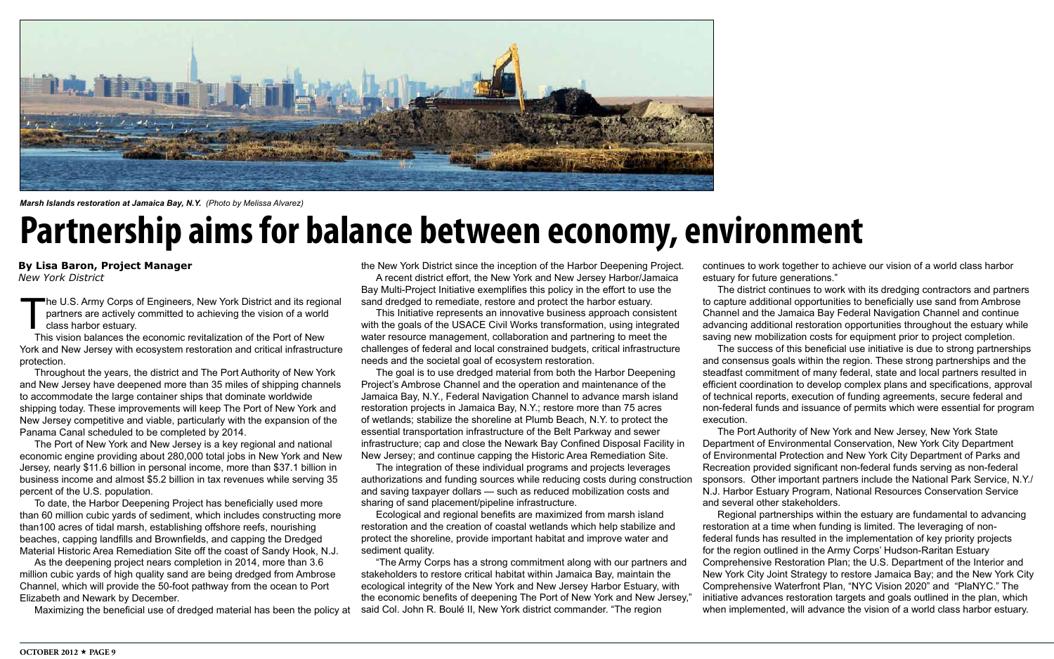*Marsh Islands restoration at Jamaica Bay, N.Y.* *(Photo by Melissa Alvarez)*

# Partnership aims for balance between economy, environment

**By Lisa Baron, Project Manager**
*New York District*

The U.S. Army Corps of Engineers, New York District and its regional partners are actively committed to achieving the vision of a world class harbor estuary.

This vision balances the economic revitalization of the Port of New York and New Jersey with ecosystem restoration and critical infrastructure protection.

Throughout the years, the district and The Port Authority of New York and New Jersey have deepened more than 35 miles of shipping channels to accommodate the large container ships that dominate worldwide shipping today. These improvements will keep The Port of New York and New Jersey competitive and viable, particularly with the expansion of the Panama Canal scheduled to be completed by 2014.

The Port of New York and New Jersey is a key regional and national economic engine providing about 280,000 total jobs in New York and New Jersey, nearly $11.6 billion in personal income, more than $37.1 billion in business income and almost $5.2 billion in tax revenues while serving 35 percent of the U.S. population.

To date, the Harbor Deepening Project has beneficially used more than 60 million cubic yards of sediment, which includes constructing more than100 acres of tidal marsh, establishing offshore reefs, nourishing beaches, capping landfills and Brownfields, and capping the Dredged Material Historic Area Remediation Site off the coast of Sandy Hook, N.J.

As the deepening project nears completion in 2014, more than 3.6 million cubic yards of high quality sand are being dredged from Ambrose Channel, which will provide the 50-foot pathway from the ocean to Port Elizabeth and Newark by December.

Maximizing the beneficial use of dredged material has been the policy at the New York District since the inception of the Harbor Deepening Project.

A recent district effort, the New York and New Jersey Harbor/Jamaica Bay Multi-Project Initiative exemplifies this policy in the effort to use the sand dredged to remediate, restore and protect the harbor estuary.

This Initiative represents an innovative business approach consistent with the goals of the USACE Civil Works transformation, using integrated water resource management, collaboration and partnering to meet the challenges of federal and local constrained budgets, critical infrastructure needs and the societal goal of ecosystem restoration.

The goal is to use dredged material from both the Harbor Deepening Project's Ambrose Channel and the operation and maintenance of the Jamaica Bay, N.Y., Federal Navigation Channel to advance marsh island restoration projects in Jamaica Bay, N.Y.; restore more than 75 acres of wetlands; stabilize the shoreline at Plumb Beach, N.Y. to protect the essential transportation infrastructure of the Belt Parkway and sewer infrastructure; cap and close the Newark Bay Confined Disposal Facility in New Jersey; and continue capping the Historic Area Remediation Site.

The integration of these individual programs and projects leverages authorizations and funding sources while reducing costs during construction and saving taxpayer dollars — such as reduced mobilization costs and sharing of sand placement/pipeline infrastructure.

Ecological and regional benefits are maximized from marsh island restoration and the creation of coastal wetlands which help stabilize and protect the shoreline, provide important habitat and improve water and sediment quality.

"The Army Corps has a strong commitment along with our partners and stakeholders to restore critical habitat within Jamaica Bay, maintain the ecological integrity of the New York and New Jersey Harbor Estuary, with the economic benefits of deepening The Port of New York and New Jersey," said Col. John R. Boulé II, New York district commander. "The region continues to work together to achieve our vision of a world class harbor estuary for future generations."

The district continues to work with its dredging contractors and partners to capture additional opportunities to beneficially use sand from Ambrose Channel and the Jamaica Bay Federal Navigation Channel and continue advancing additional restoration opportunities throughout the estuary while saving new mobilization costs for equipment prior to project completion.

The success of this beneficial use initiative is due to strong partnerships and consensus goals within the region. These strong partnerships and the steadfast commitment of many federal, state and local partners resulted in efficient coordination to develop complex plans and specifications, approval of technical reports, execution of funding agreements, secure federal and non-federal funds and issuance of permits which were essential for program execution.

The Port Authority of New York and New Jersey, New York State Department of Environmental Conservation, New York City Department of Environmental Protection and New York City Department of Parks and Recreation provided significant non-federal funds serving as non-federal sponsors. Other important partners include the National Park Service, N.Y./N.J. Harbor Estuary Program, National Resources Conservation Service and several other stakeholders.

Regional partnerships within the estuary are fundamental to advancing restoration at a time when funding is limited. The leveraging of non-federal funds has resulted in the implementation of key priority projects for the region outlined in the Army Corps' Hudson-Raritan Estuary Comprehensive Restoration Plan; the U.S. Department of the Interior and New York City Joint Strategy to restore Jamaica Bay; and the New York City Comprehensive Waterfront Plan, "NYC Vision 2020" and "PlaNYC." The initiative advances restoration targets and goals outlined in the plan, which when implemented, will advance the vision of a world class harbor estuary.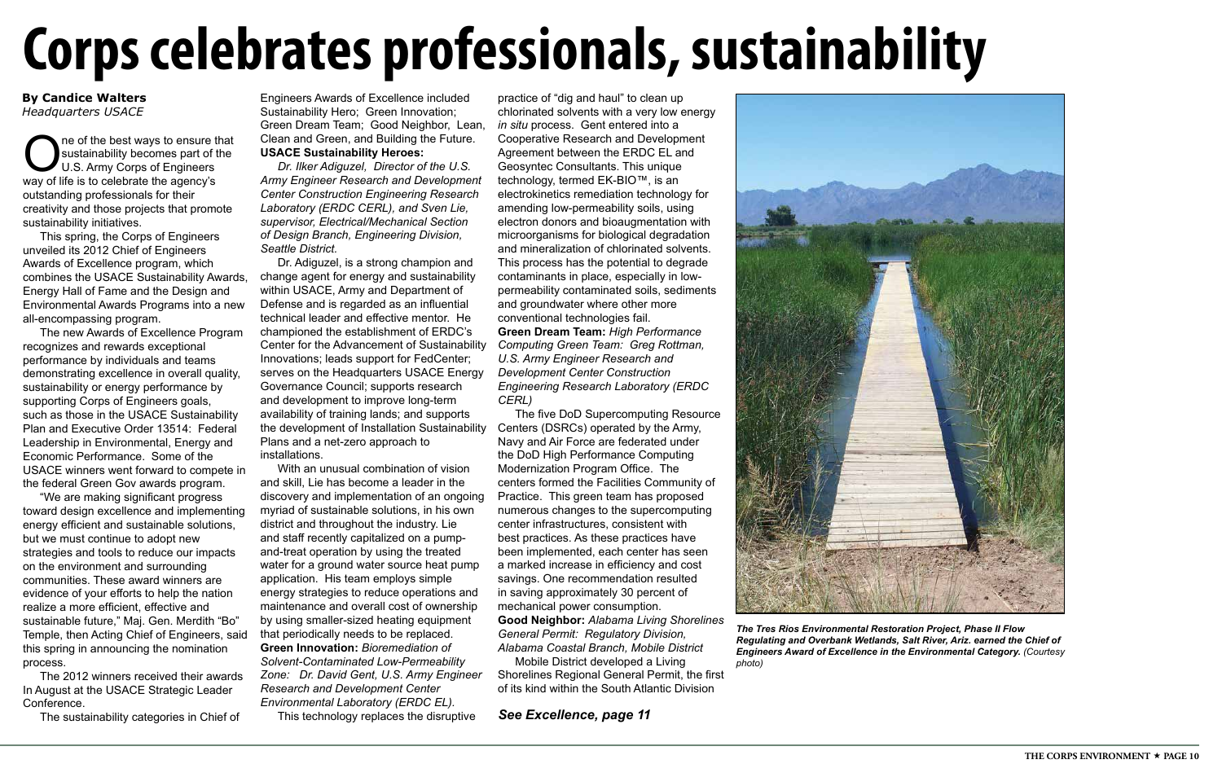# Corps celebrates professionals, sustainability

**By Candice Walters**
*Headquarters USACE*

One of the best ways to ensure that sustainability becomes part of the U.S. Army Corps of Engineers way of life is to celebrate the agency's outstanding professionals for their creativity and those projects that promote sustainability initiatives.

This spring, the Corps of Engineers unveiled its 2012 Chief of Engineers Awards of Excellence program, which combines the USACE Sustainability Awards, Energy Hall of Fame and the Design and Environmental Awards Programs into a new all-encompassing program.

The new Awards of Excellence Program recognizes and rewards exceptional performance by individuals and teams demonstrating excellence in overall quality, sustainability or energy performance by supporting Corps of Engineers goals, such as those in the USACE Sustainability Plan and Executive Order 13514: Federal Leadership in Environmental, Energy and Economic Performance. Some of the USACE winners went forward to compete in the federal Green Gov awards program.

"We are making significant progress toward design excellence and implementing energy efficient and sustainable solutions, but we must continue to adopt new strategies and tools to reduce our impacts on the environment and surrounding communities. These award winners are evidence of your efforts to help the nation realize a more efficient, effective and sustainable future," Maj. Gen. Merdith "Bo" Temple, then Acting Chief of Engineers, said this spring in announcing the nomination process.

The 2012 winners received their awards In August at the USACE Strategic Leader Conference.

The sustainability categories in Chief of Engineers Awards of Excellence included Sustainability Hero; Green Innovation; Green Dream Team; Good Neighbor, Lean, Clean and Green, and Building the Future.

**USACE Sustainability Heroes:**

*Dr. Ilker Adiguzel, Director of the U.S. Army Engineer Research and Development Center Construction Engineering Research Laboratory (ERDC CERL), and Sven Lie, supervisor, Electrical/Mechanical Section of Design Branch, Engineering Division, Seattle District.*

Dr. Adiguzel, is a strong champion and change agent for energy and sustainability within USACE, Army and Department of Defense and is regarded as an influential technical leader and effective mentor. He championed the establishment of ERDC's Center for the Advancement of Sustainability Innovations; leads support for FedCenter; serves on the Headquarters USACE Energy Governance Council; supports research and development to improve long-term availability of training lands; and supports the development of Installation Sustainability Plans and a net-zero approach to installations.

With an unusual combination of vision and skill, Lie has become a leader in the discovery and implementation of an ongoing myriad of sustainable solutions, in his own district and throughout the industry. Lie and staff recently capitalized on a pump-and-treat operation by using the treated water for a ground water source heat pump application. His team employs simple energy strategies to reduce operations and maintenance and overall cost of ownership by using smaller-sized heating equipment that periodically needs to be replaced.

**Green Innovation:** *Bioremediation of Solvent-Contaminated Low-Permeability Zone: Dr. David Gent, U.S. Army Engineer Research and Development Center Environmental Laboratory (ERDC EL).*

This technology replaces the disruptive practice of "dig and haul" to clean up chlorinated solvents with a very low energy *in situ* process. Gent entered into a Cooperative Research and Development Agreement between the ERDC EL and Geosyntec Consultants. This unique technology, termed EK-BIO™, is an electrokinetics remediation technology for amending low-permeability soils, using electron donors and bioaugmentation with microorganisms for biological degradation and mineralization of chlorinated solvents. This process has the potential to degrade contaminants in place, especially in low-permeability contaminated soils, sediments and groundwater where other more conventional technologies fail.

**Green Dream Team:** *High Performance Computing Green Team: Greg Rottman, U.S. Army Engineer Research and Development Center Construction Engineering Research Laboratory (ERDC CERL)*

The five DoD Supercomputing Resource Centers (DSRCs) operated by the Army, Navy and Air Force are federated under the DoD High Performance Computing Modernization Program Office. The centers formed the Facilities Community of Practice. This green team has proposed numerous changes to the supercomputing center infrastructures, consistent with best practices. As these practices have been implemented, each center has seen a marked increase in efficiency and cost savings. One recommendation resulted in saving approximately 30 percent of mechanical power consumption.

**Good Neighbor:** *Alabama Living Shorelines General Permit: Regulatory Division, Alabama Coastal Branch, Mobile District*

Mobile District developed a Living Shorelines Regional General Permit, the first of its kind within the South Atlantic Division

***See Excellence, page 11***

***The Tres Rios Environmental Restoration Project, Phase II Flow Regulating and Overbank Wetlands, Salt River, Ariz. earned the Chief of Engineers Award of Excellence in the Environmental Category.*** *(Courtesy photo)*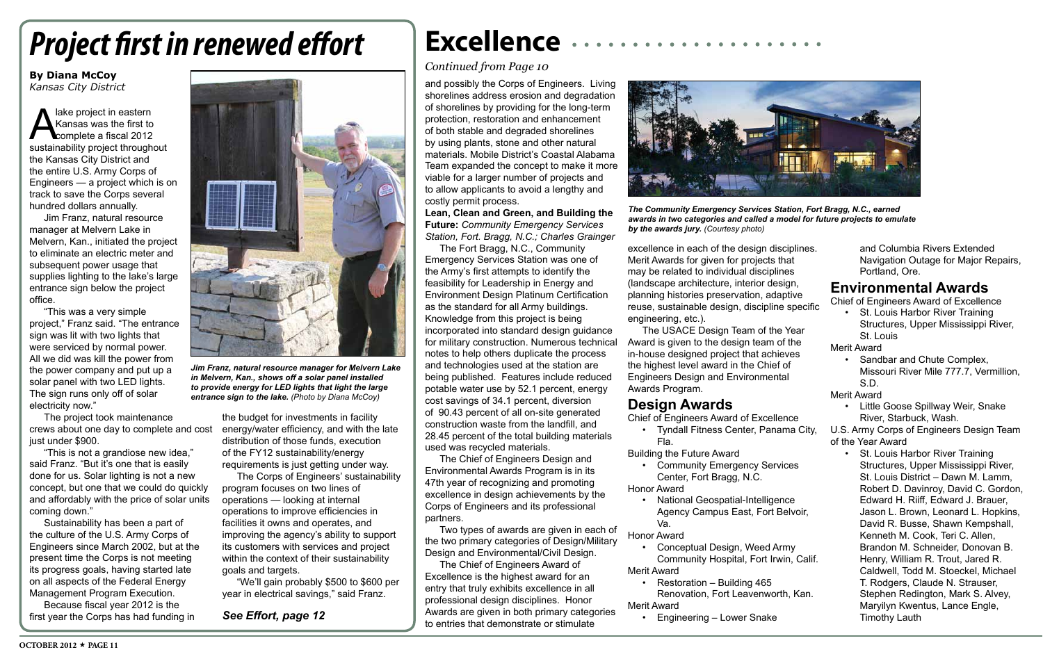# Project first in renewed effort

**By Diana McCoy**
*Kansas City District*

A lake project in eastern Kansas was the first to complete a fiscal 2012 sustainability project throughout the Kansas City District and the entire U.S. Army Corps of Engineers — a project which is on track to save the Corps several hundred dollars annually.

Jim Franz, natural resource manager at Melvern Lake in Melvern, Kan., initiated the project to eliminate an electric meter and subsequent power usage that supplies lighting to the lake's large entrance sign below the project office.

"This was a very simple project," Franz said. "The entrance sign was lit with two lights that were serviced by normal power. All we did was kill the power from the power company and put up a solar panel with two LED lights. The sign runs only off of solar electricity now."

*Jim Franz, natural resource manager for Melvern Lake in Melvern, Kan., shows off a solar panel installed to provide energy for LED lights that light the large entrance sign to the lake. (Photo by Diana McCoy)*

The project took maintenance crews about one day to complete and cost just under $900.

"This is not a grandiose new idea," said Franz. "But it's one that is easily done for us. Solar lighting is not a new concept, but one that we could do quickly and affordably with the price of solar units coming down."

Sustainability has been a part of the culture of the U.S. Army Corps of Engineers since March 2002, but at the present time the Corps is not meeting its progress goals, having started late on all aspects of the Federal Energy Management Program Execution.

Because fiscal year 2012 is the first year the Corps has had funding in the budget for investments in facility energy/water efficiency, and with the late distribution of those funds, execution of the FY12 sustainability/energy requirements is just getting under way.

The Corps of Engineers' sustainability program focuses on two lines of operations — looking at internal operations to improve efficiencies in facilities it owns and operates, and improving the agency's ability to support its customers with services and project within the context of their sustainability goals and targets.

"We'll gain probably $500 to $600 per year in electrical savings," said Franz.

***See Effort, page 12***

# Excellence

*Continued from Page 10*

and possibly the Corps of Engineers. Living shorelines address erosion and degradation of shorelines by providing for the long-term protection, restoration and enhancement of both stable and degraded shorelines by using plants, stone and other natural materials. Mobile District's Coastal Alabama Team expanded the concept to make it more viable for a larger number of projects and to allow applicants to avoid a lengthy and costly permit process.

**Lean, Clean and Green, and Building the Future:** *Community Emergency Services Station, Fort Bragg, N.C.; Charles Grainger*

The Fort Bragg, N.C., Community Emergency Services Station was one of the Army's first attempts to identify the feasibility for Leadership in Energy and Environment Design Platinum Certification as the standard for all Army buildings. Knowledge from this project is being incorporated into standard design guidance for military construction. Numerous technical notes to help others duplicate the process and technologies used at the station are being published. Features include reduced potable water use by 52.1 percent, energy cost savings of 34.1 percent, diversion of 90.43 percent of all on-site generated construction waste from the landfill, and 28.45 percent of the total building materials used was recycled materials.

The Chief of Engineers Design and Environmental Awards Program is in its 47th year of recognizing and promoting excellence in design achievements by the Corps of Engineers and its professional partners.

Two types of awards are given in each of the two primary categories of Design/Military Design and Environmental/Civil Design.

The Chief of Engineers Award of Excellence is the highest award for an entry that truly exhibits excellence in all professional design disciplines. Honor Awards are given in both primary categories to entries that demonstrate or stimulate excellence in each of the design disciplines. Merit Awards for given for projects that may be related to individual disciplines (landscape architecture, interior design, planning histories preservation, adaptive reuse, sustainable design, discipline specific engineering, etc.).

*The Community Emergency Services Station, Fort Bragg, N.C., earned awards in two categories and called a model for future projects to emulate by the awards jury. (Courtesy photo)*

The USACE Design Team of the Year Award is given to the design team of the in-house designed project that achieves the highest level award in the Chief of Engineers Design and Environmental Awards Program.

## Design Awards

Chief of Engineers Award of Excellence
- Tyndall Fitness Center, Panama City, Fla.

Building the Future Award
- Community Emergency Services Center, Fort Bragg, N.C.

Honor Award
- National Geospatial-Intelligence Agency Campus East, Fort Belvoir, Va.

Honor Award
- Conceptual Design, Weed Army Community Hospital, Fort Irwin, Calif.

Merit Award
- Restoration – Building 465 Renovation, Fort Leavenworth, Kan.

Merit Award
- Engineering – Lower Snake and Columbia Rivers Extended Navigation Outage for Major Repairs, Portland, Ore.

## Environmental Awards

Chief of Engineers Award of Excellence
- St. Louis Harbor River Training Structures, Upper Mississippi River, St. Louis

Merit Award
- Sandbar and Chute Complex, Missouri River Mile 777.7, Vermillion, S.D.

Merit Award
- Little Goose Spillway Weir, Snake River, Starbuck, Wash.

U.S. Army Corps of Engineers Design Team of the Year Award
- St. Louis Harbor River Training Structures, Upper Mississippi River, St. Louis District – Dawn M. Lamm, Robert D. Davinroy, David C. Gordon, Edward H. Riiff, Edward J. Brauer, Jason L. Brown, Leonard L. Hopkins, David R. Busse, Shawn Kempshall, Kenneth M. Cook, Teri C. Allen, Brandon M. Schneider, Donovan B. Henry, William R. Trout, Jared R. Caldwell, Todd M. Stoeckel, Michael T. Rodgers, Claude N. Strauser, Stephen Redington, Mark S. Alvey, Maryilyn Kwentus, Lance Engle, Timothy Lauth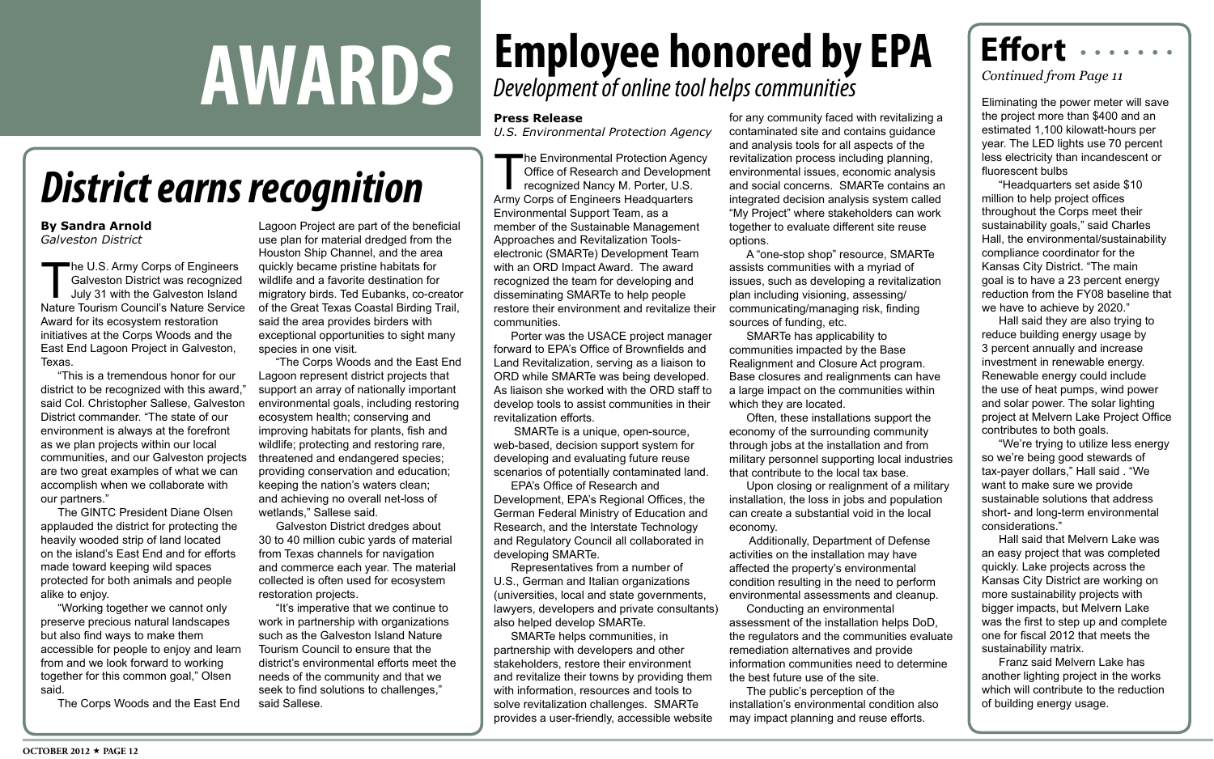# AWARDS

## District earns recognition

**By Sandra Arnold**
*Galveston District*

The U.S. Army Corps of Engineers Galveston District was recognized July 31 with the Galveston Island Nature Tourism Council's Nature Service Award for its ecosystem restoration initiatives at the Corps Woods and the East End Lagoon Project in Galveston, Texas.

"This is a tremendous honor for our district to be recognized with this award," said Col. Christopher Sallese, Galveston District commander. "The state of our environment is always at the forefront as we plan projects within our local communities, and our Galveston projects are two great examples of what we can accomplish when we collaborate with our partners."

The GINTC President Diane Olsen applauded the district for protecting the heavily wooded strip of land located on the island's East End and for efforts made toward keeping wild spaces protected for both animals and people alike to enjoy.

"Working together we cannot only preserve precious natural landscapes but also find ways to make them accessible for people to enjoy and learn from and we look forward to working together for this common goal," Olsen said.

The Corps Woods and the East End Lagoon Project are part of the beneficial use plan for material dredged from the Houston Ship Channel, and the area quickly became pristine habitats for wildlife and a favorite destination for migratory birds. Ted Eubanks, co-creator of the Great Texas Coastal Birding Trail, said the area provides birders with exceptional opportunities to sight many species in one visit.

"The Corps Woods and the East End Lagoon represent district projects that support an array of nationally important environmental goals, including restoring ecosystem health; conserving and improving habitats for plants, fish and wildlife; protecting and restoring rare, threatened and endangered species; providing conservation and education; keeping the nation's waters clean; and achieving no overall net-loss of wetlands," Sallese said.

Galveston District dredges about 30 to 40 million cubic yards of material from Texas channels for navigation and commerce each year. The material collected is often used for ecosystem restoration projects.

"It's imperative that we continue to work in partnership with organizations such as the Galveston Island Nature Tourism Council to ensure that the district's environmental efforts meet the needs of the community and that we seek to find solutions to challenges," said Sallese.

## Employee honored by EPA

*Development of online tool helps communities*

**Press Release**
*U.S. Environmental Protection Agency*

The Environmental Protection Agency Office of Research and Development recognized Nancy M. Porter, U.S. Army Corps of Engineers Headquarters Environmental Support Team, as a member of the Sustainable Management Approaches and Revitalization Tools-electronic (SMARTe) Development Team with an ORD Impact Award. The award recognized the team for developing and disseminating SMARTe to help people restore their environment and revitalize their communities.

Porter was the USACE project manager forward to EPA's Office of Brownfields and Land Revitalization, serving as a liaison to ORD while SMARTe was being developed. As liaison she worked with the ORD staff to develop tools to assist communities in their revitalization efforts.

SMARTe is a unique, open-source, web-based, decision support system for developing and evaluating future reuse scenarios of potentially contaminated land.

EPA's Office of Research and Development, EPA's Regional Offices, the German Federal Ministry of Education and Research, and the Interstate Technology and Regulatory Council all collaborated in developing SMARTe.

Representatives from a number of U.S., German and Italian organizations (universities, local and state governments, lawyers, developers and private consultants) also helped develop SMARTe.

SMARTe helps communities, in partnership with developers and other stakeholders, restore their environment and revitalize their towns by providing them with information, resources and tools to solve revitalization challenges. SMARTe provides a user-friendly, accessible website for any community faced with revitalizing a contaminated site and contains guidance and analysis tools for all aspects of the revitalization process including planning, environmental issues, economic analysis and social concerns. SMARTe contains an integrated decision analysis system called "My Project" where stakeholders can work together to evaluate different site reuse options.

A "one-stop shop" resource, SMARTe assists communities with a myriad of issues, such as developing a revitalization plan including visioning, assessing/communicating/managing risk, finding sources of funding, etc.

SMARTe has applicability to communities impacted by the Base Realignment and Closure Act program. Base closures and realignments can have a large impact on the communities within which they are located.

Often, these installations support the economy of the surrounding community through jobs at the installation and from military personnel supporting local industries that contribute to the local tax base.

Upon closing or realignment of a military installation, the loss in jobs and population can create a substantial void in the local economy.

Additionally, Department of Defense activities on the installation may have affected the property's environmental condition resulting in the need to perform environmental assessments and cleanup.

Conducting an environmental assessment of the installation helps DoD, the regulators and the communities evaluate remediation alternatives and provide information communities need to determine the best future use of the site.

The public's perception of the installation's environmental condition also may impact planning and reuse efforts.

## Effort

*Continued from Page 11*

Eliminating the power meter will save the project more than $400 and an estimated 1,100 kilowatt-hours per year. The LED lights use 70 percent less electricity than incandescent or fluorescent bulbs

"Headquarters set aside $10 million to help project offices throughout the Corps meet their sustainability goals," said Charles Hall, the environmental/sustainability compliance coordinator for the Kansas City District. "The main goal is to have a 23 percent energy reduction from the FY08 baseline that we have to achieve by 2020."

Hall said they are also trying to reduce building energy usage by 3 percent annually and increase investment in renewable energy. Renewable energy could include the use of heat pumps, wind power and solar power. The solar lighting project at Melvern Lake Project Office contributes to both goals.

"We're trying to utilize less energy so we're being good stewards of tax-payer dollars," Hall said . "We want to make sure we provide sustainable solutions that address short- and long-term environmental considerations."

Hall said that Melvern Lake was an easy project that was completed quickly. Lake projects across the Kansas City District are working on more sustainability projects with bigger impacts, but Melvern Lake was the first to step up and complete one for fiscal 2012 that meets the sustainability matrix.

Franz said Melvern Lake has another lighting project in the works which will contribute to the reduction of building energy usage.